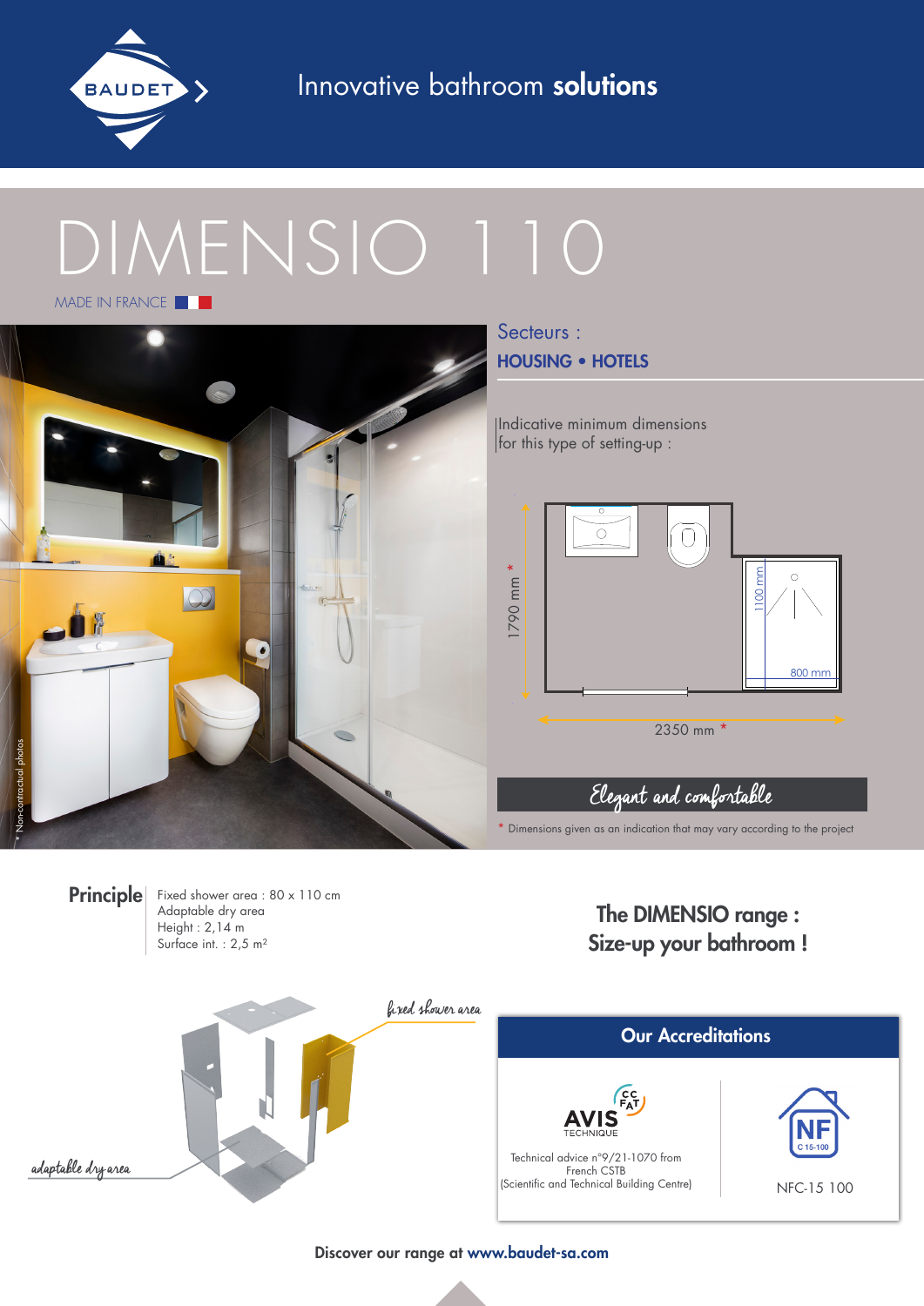Innovative bathroom **solutions**

# DIMENSIO 110

MADE IN FRANCE

Secteurs :

**HOUSING • HOTELS**

Indicative minimum dimensions for this type of setting-up :

1790 mm *

1100 mm

800 mm

2350 mm *

*Elegant and comfortable*

* Dimensions given as an indication that may vary according to the project

* Non-contractual photos

**Principle**

Fixed shower area : 80 x 110 cm
Adaptable dry area
Height : 2,14 m
Surface int. : 2,5 m²

*fixed shower area*

*adaptable dry area*

## The DIMENSIO range : Size-up your bathroom !

## Our Accreditations

AVIS TECHNIQUE

Technical advice n°9/21-1070 from French CSTB (Scientific and Technical Building Centre)

NFC-15 100

**Discover our range at www.baudet-sa.com**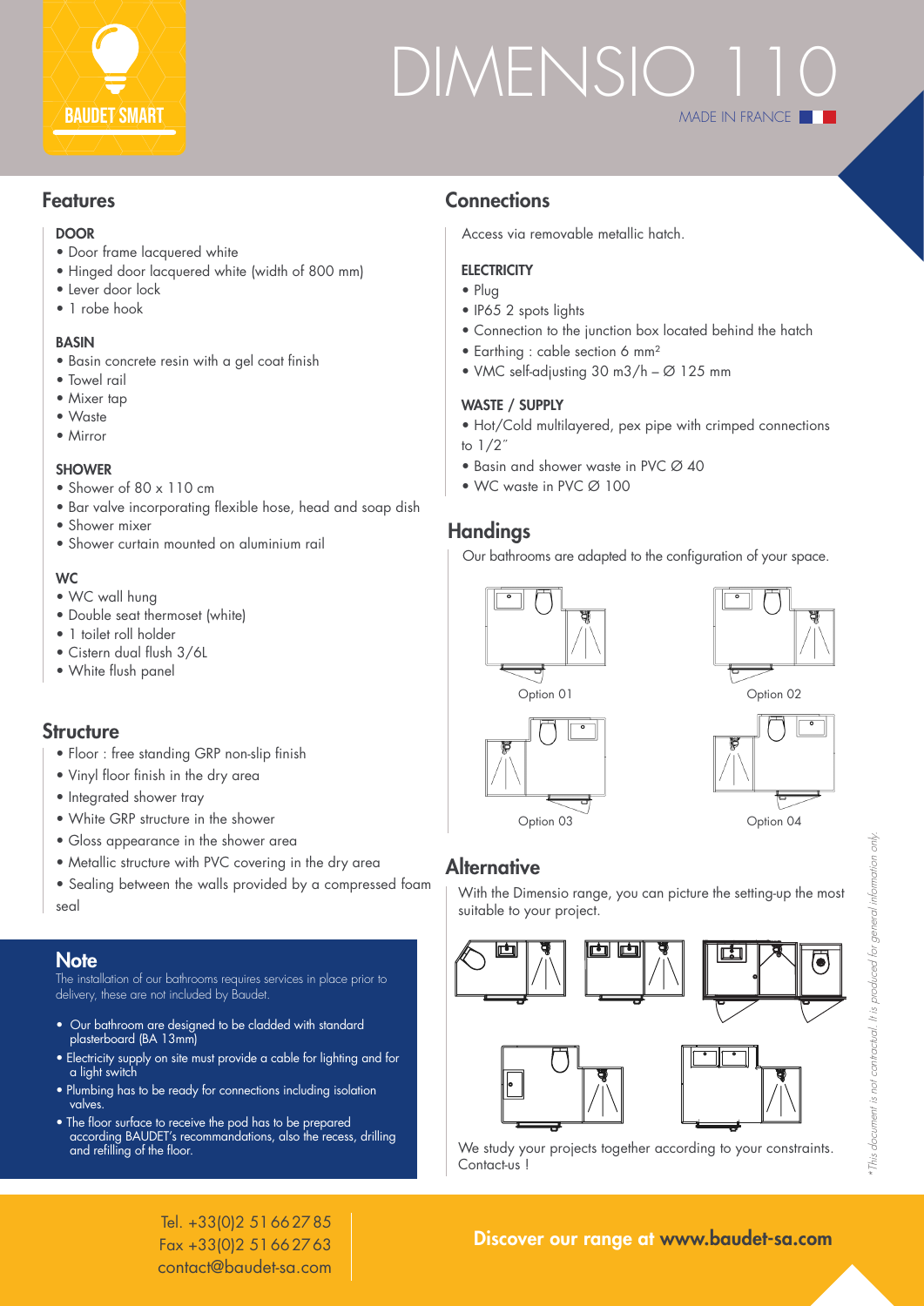BAUDET SMART

# DIMENSIO 110

MADE IN FRANCE

## Features

### DOOR

- Door frame lacquered white
- Hinged door lacquered white (width of 800 mm)
- Lever door lock
- 1 robe hook

### BASIN

- Basin concrete resin with a gel coat finish
- Towel rail
- Mixer tap
- Waste
- Mirror

### SHOWER

- Shower of 80 x 110 cm
- Bar valve incorporating flexible hose, head and soap dish
- Shower mixer
- Shower curtain mounted on aluminium rail

### WC

- WC wall hung
- Double seat thermoset (white)
- 1 toilet roll holder
- Cistern dual flush 3/6L
- White flush panel

## Structure

- Floor : free standing GRP non-slip finish
- Vinyl floor finish in the dry area
- Integrated shower tray
- White GRP structure in the shower
- Gloss appearance in the shower area
- Metallic structure with PVC covering in the dry area
- Sealing between the walls provided by a compressed foam seal

## Note

The installation of our bathrooms requires services in place prior to delivery, these are not included by Baudet.

- Our bathroom are designed to be cladded with standard plasterboard (BA 13mm)
- Electricity supply on site must provide a cable for lighting and for a light switch
- Plumbing has to be ready for connections including isolation valves.
- The floor surface to receive the pod has to be prepared according BAUDET's recommandations, also the recess, drilling and refilling of the floor.

## Connections

Access via removable metallic hatch.

### ELECTRICITY

- Plug
- IP65 2 spots lights
- Connection to the junction box located behind the hatch
- Earthing : cable section 6 mm²
- VMC self-adjusting 30 m3/h – Ø 125 mm

### WASTE / SUPPLY

- Hot/Cold multilayered, pex pipe with crimped connections to 1/2″
- Basin and shower waste in PVC Ø 40
- WC waste in PVC Ø 100

## Handings

Our bathrooms are adapted to the configuration of your space.

Option 01

Option 02

Option 03

Option 04

## Alternative

With the Dimensio range, you can picture the setting-up the most suitable to your project.

We study your projects together according to your constraints. Contact-us !

*This document is not contractual. It is produced for general information only.*

Tel. +33(0)2 51 66 27 85
Fax +33(0)2 51 66 27 63
contact@baudet-sa.com

**Discover our range at www.baudet-sa.com**